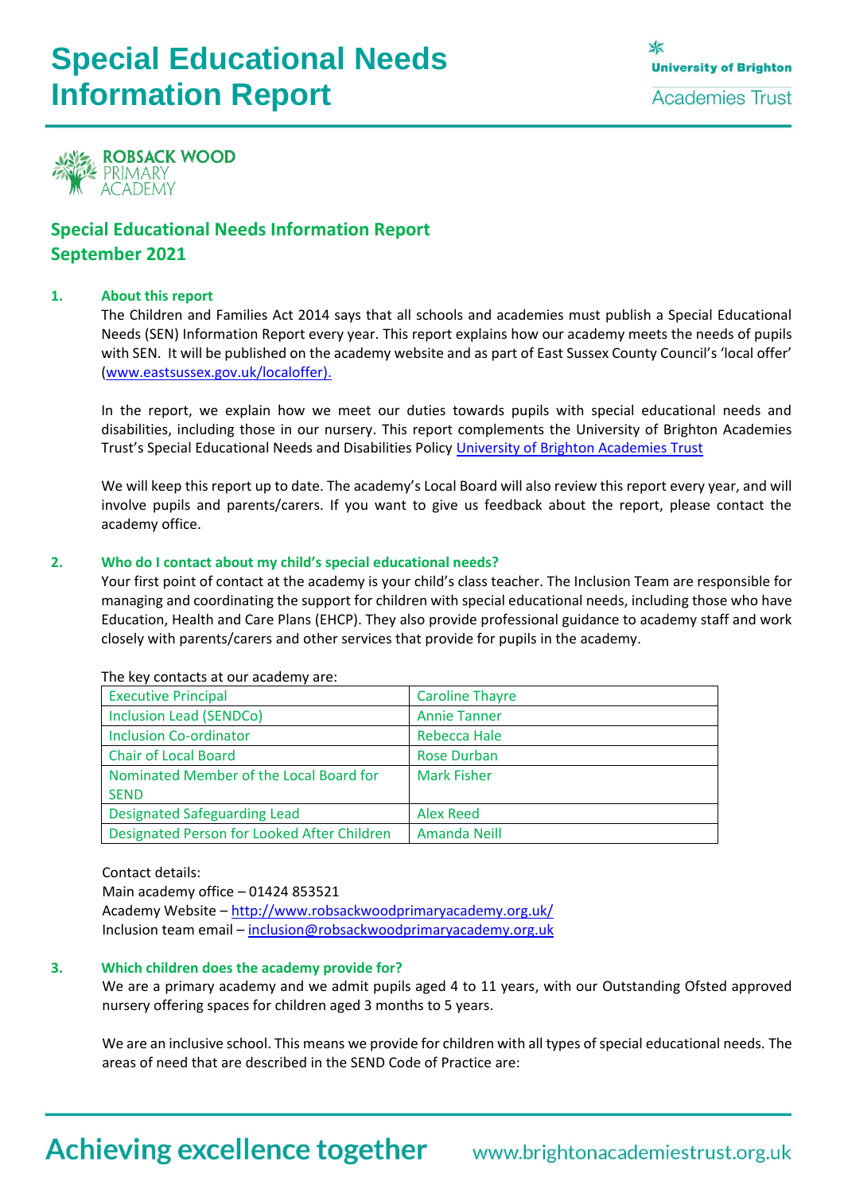# Special Educational Needs Information Report

University of Brighton Academies Trust

ROBSACK WOOD PRIMARY ACADEMY

## Special Educational Needs Information Report
## September 2021

### 1. About this report

The Children and Families Act 2014 says that all schools and academies must publish a Special Educational Needs (SEN) Information Report every year. This report explains how our academy meets the needs of pupils with SEN. It will be published on the academy website and as part of East Sussex County Council's 'local offer' (www.eastsussex.gov.uk/localoffer).

In the report, we explain how we meet our duties towards pupils with special educational needs and disabilities, including those in our nursery. This report complements the University of Brighton Academies Trust's Special Educational Needs and Disabilities Policy University of Brighton Academies Trust

We will keep this report up to date. The academy's Local Board will also review this report every year, and will involve pupils and parents/carers. If you want to give us feedback about the report, please contact the academy office.

### 2. Who do I contact about my child's special educational needs?

Your first point of contact at the academy is your child's class teacher. The Inclusion Team are responsible for managing and coordinating the support for children with special educational needs, including those who have Education, Health and Care Plans (EHCP). They also provide professional guidance to academy staff and work closely with parents/carers and other services that provide for pupils in the academy.

The key contacts at our academy are:

| Role | Name |
|---|---|
| Executive Principal | Caroline Thayre |
| Inclusion Lead (SENDCo) | Annie Tanner |
| Inclusion Co-ordinator | Rebecca Hale |
| Chair of Local Board | Rose Durban |
| Nominated Member of the Local Board for SEND | Mark Fisher |
| Designated Safeguarding Lead | Alex Reed |
| Designated Person for Looked After Children | Amanda Neill |

Contact details:
Main academy office – 01424 853521
Academy Website – http://www.robsackwoodprimaryacademy.org.uk/
Inclusion team email – inclusion@robsackwoodprimaryacademy.org.uk

### 3. Which children does the academy provide for?

We are a primary academy and we admit pupils aged 4 to 11 years, with our Outstanding Ofsted approved nursery offering spaces for children aged 3 months to 5 years.

We are an inclusive school. This means we provide for children with all types of special educational needs. The areas of need that are described in the SEND Code of Practice are: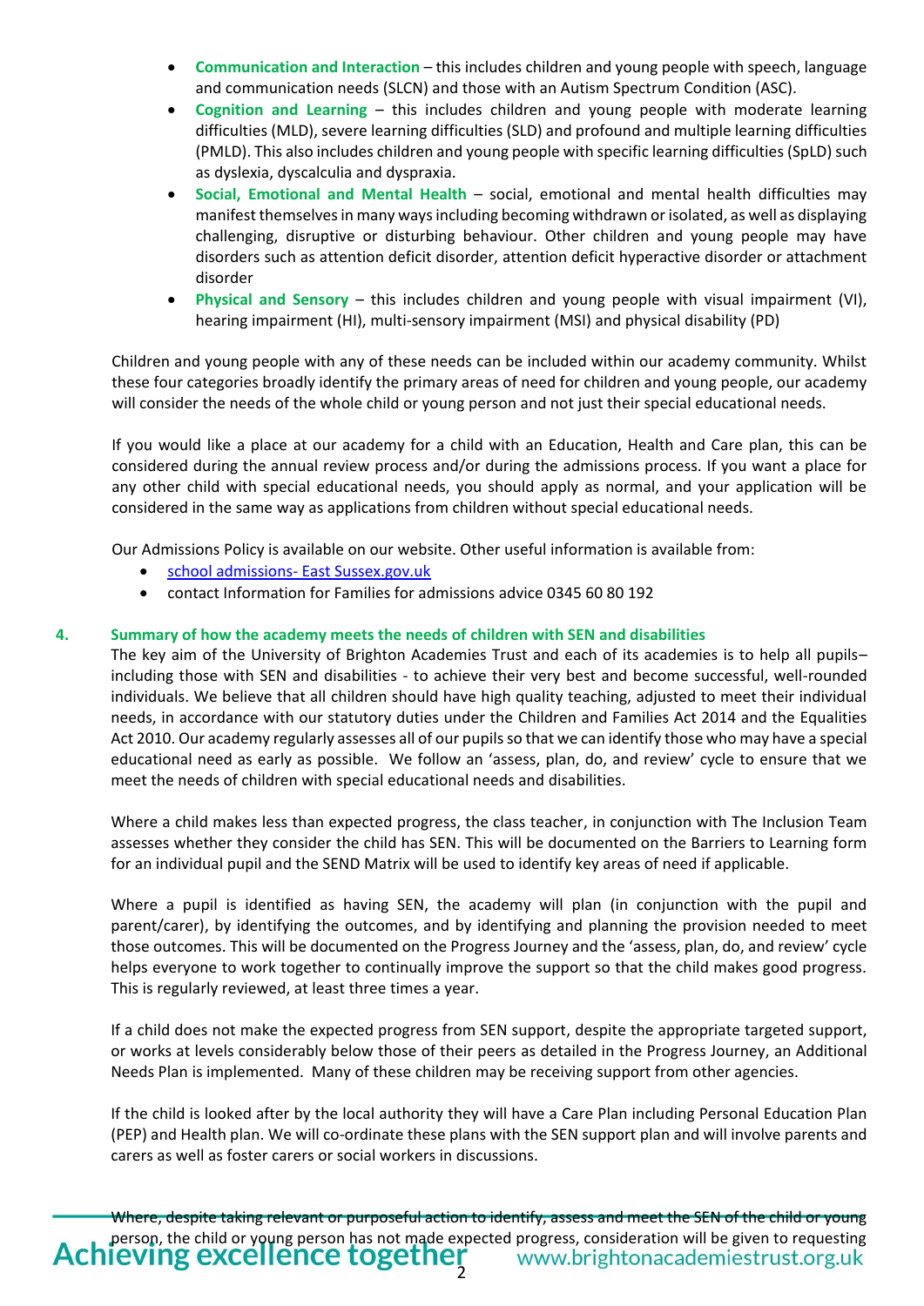- **Communication and Interaction** – this includes children and young people with speech, language and communication needs (SLCN) and those with an Autism Spectrum Condition (ASC).
- **Cognition and Learning** – this includes children and young people with moderate learning difficulties (MLD), severe learning difficulties (SLD) and profound and multiple learning difficulties (PMLD). This also includes children and young people with specific learning difficulties (SpLD) such as dyslexia, dyscalculia and dyspraxia.
- **Social, Emotional and Mental Health** – social, emotional and mental health difficulties may manifest themselves in many ways including becoming withdrawn or isolated, as well as displaying challenging, disruptive or disturbing behaviour. Other children and young people may have disorders such as attention deficit disorder, attention deficit hyperactive disorder or attachment disorder
- **Physical and Sensory** – this includes children and young people with visual impairment (VI), hearing impairment (HI), multi-sensory impairment (MSI) and physical disability (PD)

Children and young people with any of these needs can be included within our academy community. Whilst these four categories broadly identify the primary areas of need for children and young people, our academy will consider the needs of the whole child or young person and not just their special educational needs.

If you would like a place at our academy for a child with an Education, Health and Care plan, this can be considered during the annual review process and/or during the admissions process. If you want a place for any other child with special educational needs, you should apply as normal, and your application will be considered in the same way as applications from children without special educational needs.

Our Admissions Policy is available on our website. Other useful information is available from:

- [school admissions- East Sussex.gov.uk]
- contact Information for Families for admissions advice 0345 60 80 192

## 4. Summary of how the academy meets the needs of children with SEN and disabilities

The key aim of the University of Brighton Academies Trust and each of its academies is to help all pupils– including those with SEN and disabilities - to achieve their very best and become successful, well-rounded individuals. We believe that all children should have high quality teaching, adjusted to meet their individual needs, in accordance with our statutory duties under the Children and Families Act 2014 and the Equalities Act 2010. Our academy regularly assesses all of our pupils so that we can identify those who may have a special educational need as early as possible. We follow an 'assess, plan, do, and review' cycle to ensure that we meet the needs of children with special educational needs and disabilities.

Where a child makes less than expected progress, the class teacher, in conjunction with The Inclusion Team assesses whether they consider the child has SEN. This will be documented on the Barriers to Learning form for an individual pupil and the SEND Matrix will be used to identify key areas of need if applicable.

Where a pupil is identified as having SEN, the academy will plan (in conjunction with the pupil and parent/carer), by identifying the outcomes, and by identifying and planning the provision needed to meet those outcomes. This will be documented on the Progress Journey and the 'assess, plan, do, and review' cycle helps everyone to work together to continually improve the support so that the child makes good progress. This is regularly reviewed, at least three times a year.

If a child does not make the expected progress from SEN support, despite the appropriate targeted support, or works at levels considerably below those of their peers as detailed in the Progress Journey, an Additional Needs Plan is implemented. Many of these children may be receiving support from other agencies.

If the child is looked after by the local authority they will have a Care Plan including Personal Education Plan (PEP) and Health plan. We will co-ordinate these plans with the SEN support plan and will involve parents and carers as well as foster carers or social workers in discussions.

Where, despite taking relevant or purposeful action to identify, assess and meet the SEN of the child or young person, the child or young person has not made expected progress, consideration will be given to requesting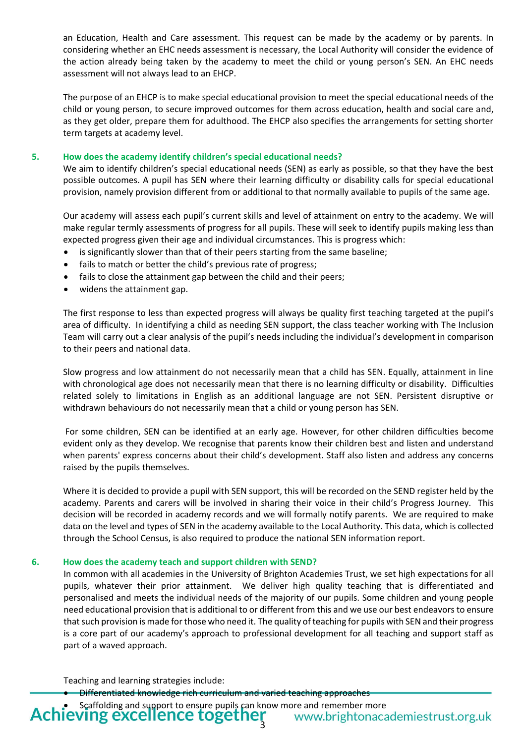an Education, Health and Care assessment. This request can be made by the academy or by parents. In considering whether an EHC needs assessment is necessary, the Local Authority will consider the evidence of the action already being taken by the academy to meet the child or young person's SEN. An EHC needs assessment will not always lead to an EHCP.

The purpose of an EHCP is to make special educational provision to meet the special educational needs of the child or young person, to secure improved outcomes for them across education, health and social care and, as they get older, prepare them for adulthood. The EHCP also specifies the arrangements for setting shorter term targets at academy level.

## 5. How does the academy identify children's special educational needs?

We aim to identify children's special educational needs (SEN) as early as possible, so that they have the best possible outcomes. A pupil has SEN where their learning difficulty or disability calls for special educational provision, namely provision different from or additional to that normally available to pupils of the same age.

Our academy will assess each pupil's current skills and level of attainment on entry to the academy. We will make regular termly assessments of progress for all pupils. These will seek to identify pupils making less than expected progress given their age and individual circumstances. This is progress which:

- is significantly slower than that of their peers starting from the same baseline;
- fails to match or better the child's previous rate of progress;
- fails to close the attainment gap between the child and their peers;
- widens the attainment gap.

The first response to less than expected progress will always be quality first teaching targeted at the pupil's area of difficulty. In identifying a child as needing SEN support, the class teacher working with The Inclusion Team will carry out a clear analysis of the pupil's needs including the individual's development in comparison to their peers and national data.

Slow progress and low attainment do not necessarily mean that a child has SEN. Equally, attainment in line with chronological age does not necessarily mean that there is no learning difficulty or disability. Difficulties related solely to limitations in English as an additional language are not SEN. Persistent disruptive or withdrawn behaviours do not necessarily mean that a child or young person has SEN.

For some children, SEN can be identified at an early age. However, for other children difficulties become evident only as they develop. We recognise that parents know their children best and listen and understand when parents' express concerns about their child's development. Staff also listen and address any concerns raised by the pupils themselves.

Where it is decided to provide a pupil with SEN support, this will be recorded on the SEND register held by the academy. Parents and carers will be involved in sharing their voice in their child's Progress Journey. This decision will be recorded in academy records and we will formally notify parents. We are required to make data on the level and types of SEN in the academy available to the Local Authority. This data, which is collected through the School Census, is also required to produce the national SEN information report.

## 6. How does the academy teach and support children with SEND?

In common with all academies in the University of Brighton Academies Trust, we set high expectations for all pupils, whatever their prior attainment. We deliver high quality teaching that is differentiated and personalised and meets the individual needs of the majority of our pupils. Some children and young people need educational provision that is additional to or different from this and we use our best endeavors to ensure that such provision is made for those who need it. The quality of teaching for pupils with SEN and their progress is a core part of our academy's approach to professional development for all teaching and support staff as part of a waved approach.

Teaching and learning strategies include:

- Differentiated knowledge rich curriculum and varied teaching approaches
- Scaffolding and support to ensure pupils can know more and remember more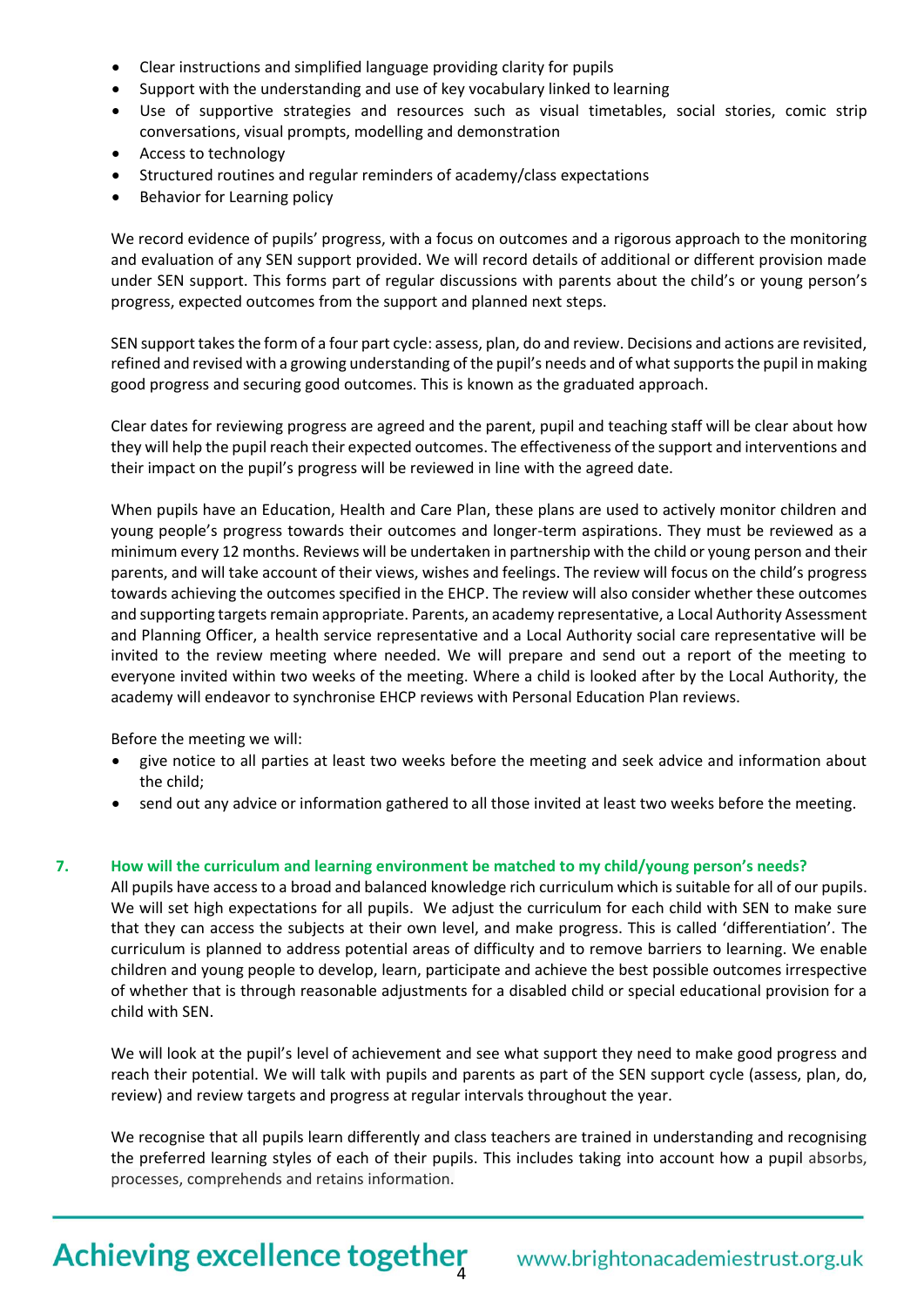- Clear instructions and simplified language providing clarity for pupils
- Support with the understanding and use of key vocabulary linked to learning
- Use of supportive strategies and resources such as visual timetables, social stories, comic strip conversations, visual prompts, modelling and demonstration
- Access to technology
- Structured routines and regular reminders of academy/class expectations
- Behavior for Learning policy

We record evidence of pupils' progress, with a focus on outcomes and a rigorous approach to the monitoring and evaluation of any SEN support provided. We will record details of additional or different provision made under SEN support. This forms part of regular discussions with parents about the child's or young person's progress, expected outcomes from the support and planned next steps.

SEN support takes the form of a four part cycle: assess, plan, do and review. Decisions and actions are revisited, refined and revised with a growing understanding of the pupil's needs and of what supports the pupil in making good progress and securing good outcomes. This is known as the graduated approach.

Clear dates for reviewing progress are agreed and the parent, pupil and teaching staff will be clear about how they will help the pupil reach their expected outcomes. The effectiveness of the support and interventions and their impact on the pupil's progress will be reviewed in line with the agreed date.

When pupils have an Education, Health and Care Plan, these plans are used to actively monitor children and young people's progress towards their outcomes and longer-term aspirations. They must be reviewed as a minimum every 12 months. Reviews will be undertaken in partnership with the child or young person and their parents, and will take account of their views, wishes and feelings. The review will focus on the child's progress towards achieving the outcomes specified in the EHCP. The review will also consider whether these outcomes and supporting targets remain appropriate. Parents, an academy representative, a Local Authority Assessment and Planning Officer, a health service representative and a Local Authority social care representative will be invited to the review meeting where needed. We will prepare and send out a report of the meeting to everyone invited within two weeks of the meeting. Where a child is looked after by the Local Authority, the academy will endeavor to synchronise EHCP reviews with Personal Education Plan reviews.

Before the meeting we will:

- give notice to all parties at least two weeks before the meeting and seek advice and information about the child;
- send out any advice or information gathered to all those invited at least two weeks before the meeting.

## 7. How will the curriculum and learning environment be matched to my child/young person's needs?

All pupils have access to a broad and balanced knowledge rich curriculum which is suitable for all of our pupils. We will set high expectations for all pupils. We adjust the curriculum for each child with SEN to make sure that they can access the subjects at their own level, and make progress. This is called 'differentiation'. The curriculum is planned to address potential areas of difficulty and to remove barriers to learning. We enable children and young people to develop, learn, participate and achieve the best possible outcomes irrespective of whether that is through reasonable adjustments for a disabled child or special educational provision for a child with SEN.

We will look at the pupil's level of achievement and see what support they need to make good progress and reach their potential. We will talk with pupils and parents as part of the SEN support cycle (assess, plan, do, review) and review targets and progress at regular intervals throughout the year.

We recognise that all pupils learn differently and class teachers are trained in understanding and recognising the preferred learning styles of each of their pupils. This includes taking into account how a pupil absorbs, processes, comprehends and retains information.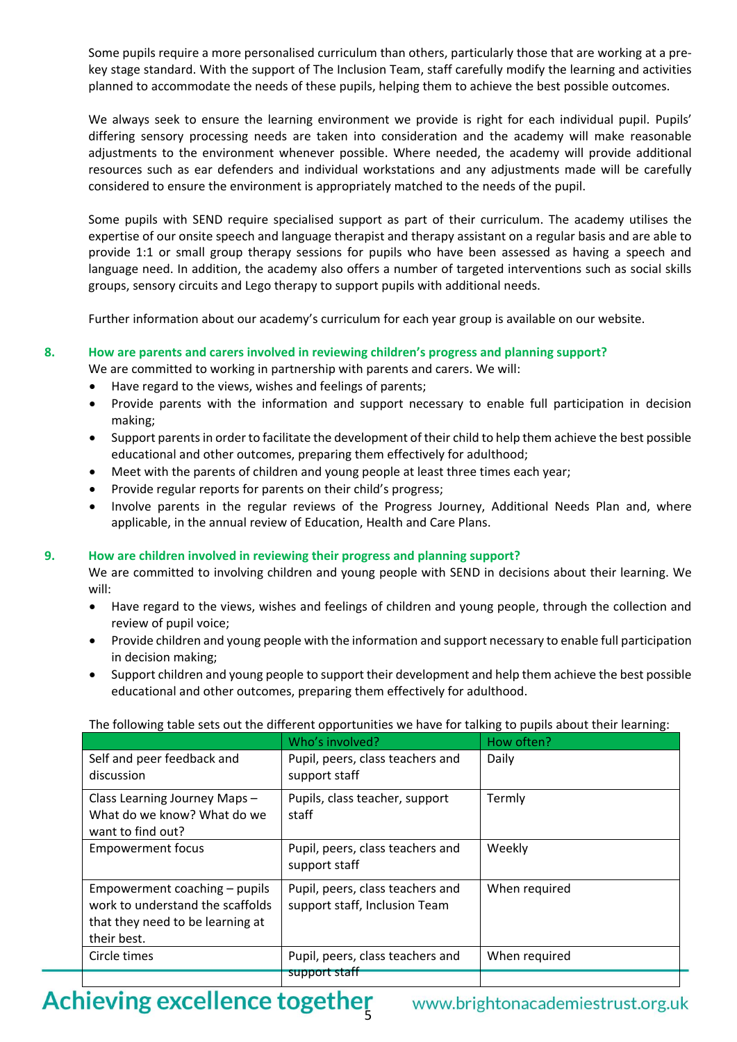Some pupils require a more personalised curriculum than others, particularly those that are working at a pre-key stage standard. With the support of The Inclusion Team, staff carefully modify the learning and activities planned to accommodate the needs of these pupils, helping them to achieve the best possible outcomes.

We always seek to ensure the learning environment we provide is right for each individual pupil. Pupils' differing sensory processing needs are taken into consideration and the academy will make reasonable adjustments to the environment whenever possible. Where needed, the academy will provide additional resources such as ear defenders and individual workstations and any adjustments made will be carefully considered to ensure the environment is appropriately matched to the needs of the pupil.

Some pupils with SEND require specialised support as part of their curriculum. The academy utilises the expertise of our onsite speech and language therapist and therapy assistant on a regular basis and are able to provide 1:1 or small group therapy sessions for pupils who have been assessed as having a speech and language need. In addition, the academy also offers a number of targeted interventions such as social skills groups, sensory circuits and Lego therapy to support pupils with additional needs.

Further information about our academy's curriculum for each year group is available on our website.

## 8. How are parents and carers involved in reviewing children's progress and planning support?

We are committed to working in partnership with parents and carers. We will:

- Have regard to the views, wishes and feelings of parents;
- Provide parents with the information and support necessary to enable full participation in decision making;
- Support parents in order to facilitate the development of their child to help them achieve the best possible educational and other outcomes, preparing them effectively for adulthood;
- Meet with the parents of children and young people at least three times each year;
- Provide regular reports for parents on their child's progress;
- Involve parents in the regular reviews of the Progress Journey, Additional Needs Plan and, where applicable, in the annual review of Education, Health and Care Plans.

## 9. How are children involved in reviewing their progress and planning support?

We are committed to involving children and young people with SEND in decisions about their learning. We will:

- Have regard to the views, wishes and feelings of children and young people, through the collection and review of pupil voice;
- Provide children and young people with the information and support necessary to enable full participation in decision making;
- Support children and young people to support their development and help them achieve the best possible educational and other outcomes, preparing them effectively for adulthood.

The following table sets out the different opportunities we have for talking to pupils about their learning:

| | Who's involved? | How often? |
|---|---|---|
| Self and peer feedback and discussion | Pupil, peers, class teachers and support staff | Daily |
| Class Learning Journey Maps – What do we know? What do we want to find out? | Pupils, class teacher, support staff | Termly |
| Empowerment focus | Pupil, peers, class teachers and support staff | Weekly |
| Empowerment coaching – pupils work to understand the scaffolds that they need to be learning at their best. | Pupil, peers, class teachers and support staff, Inclusion Team | When required |
| Circle times | Pupil, peers, class teachers and support staff | When required |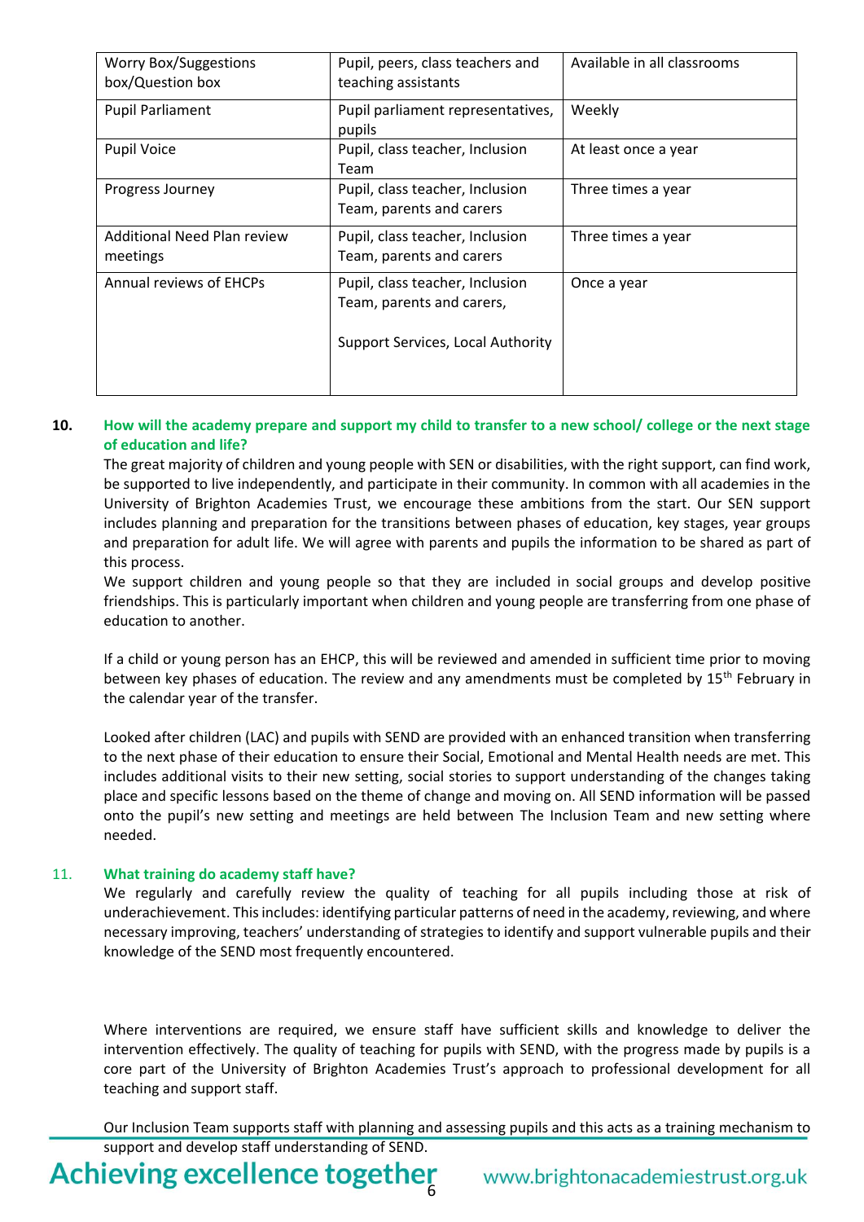| Worry Box/Suggestions box/Question box | Pupil, peers, class teachers and teaching assistants | Available in all classrooms |
|---|---|---|
| Pupil Parliament | Pupil parliament representatives, pupils | Weekly |
| Pupil Voice | Pupil, class teacher, Inclusion Team | At least once a year |
| Progress Journey | Pupil, class teacher, Inclusion Team, parents and carers | Three times a year |
| Additional Need Plan review meetings | Pupil, class teacher, Inclusion Team, parents and carers | Three times a year |
| Annual reviews of EHCPs | Pupil, class teacher, Inclusion Team, parents and carers,<br><br>Support Services, Local Authority | Once a year |

## 10. How will the academy prepare and support my child to transfer to a new school/ college or the next stage of education and life?

The great majority of children and young people with SEN or disabilities, with the right support, can find work, be supported to live independently, and participate in their community. In common with all academies in the University of Brighton Academies Trust, we encourage these ambitions from the start. Our SEN support includes planning and preparation for the transitions between phases of education, key stages, year groups and preparation for adult life. We will agree with parents and pupils the information to be shared as part of this process.

We support children and young people so that they are included in social groups and develop positive friendships. This is particularly important when children and young people are transferring from one phase of education to another.

If a child or young person has an EHCP, this will be reviewed and amended in sufficient time prior to moving between key phases of education. The review and any amendments must be completed by 15th February in the calendar year of the transfer.

Looked after children (LAC) and pupils with SEND are provided with an enhanced transition when transferring to the next phase of their education to ensure their Social, Emotional and Mental Health needs are met. This includes additional visits to their new setting, social stories to support understanding of the changes taking place and specific lessons based on the theme of change and moving on. All SEND information will be passed onto the pupil's new setting and meetings are held between The Inclusion Team and new setting where needed.

## 11. What training do academy staff have?

We regularly and carefully review the quality of teaching for all pupils including those at risk of underachievement. This includes: identifying particular patterns of need in the academy, reviewing, and where necessary improving, teachers' understanding of strategies to identify and support vulnerable pupils and their knowledge of the SEND most frequently encountered.

Where interventions are required, we ensure staff have sufficient skills and knowledge to deliver the intervention effectively. The quality of teaching for pupils with SEND, with the progress made by pupils is a core part of the University of Brighton Academies Trust's approach to professional development for all teaching and support staff.

Our Inclusion Team supports staff with planning and assessing pupils and this acts as a training mechanism to support and develop staff understanding of SEND.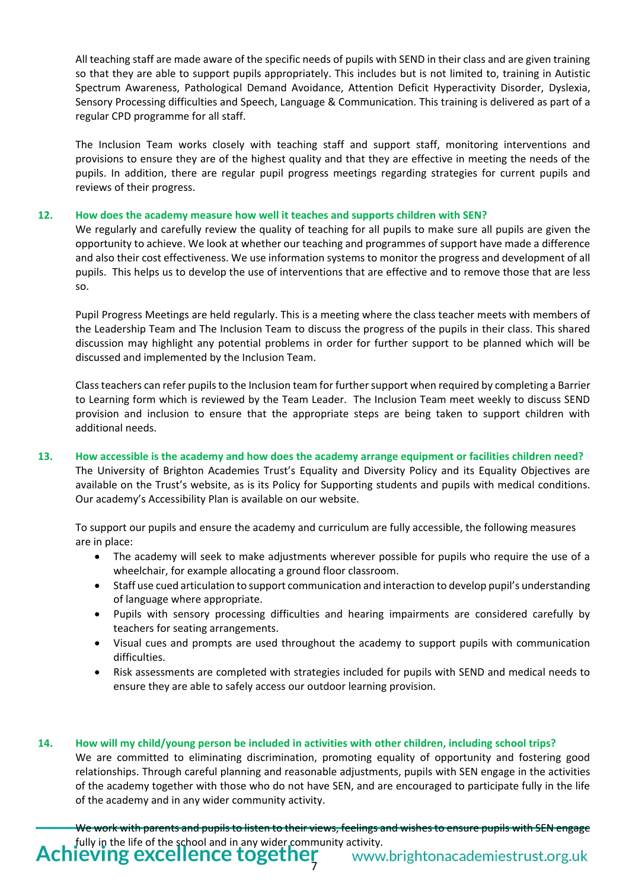All teaching staff are made aware of the specific needs of pupils with SEND in their class and are given training so that they are able to support pupils appropriately. This includes but is not limited to, training in Autistic Spectrum Awareness, Pathological Demand Avoidance, Attention Deficit Hyperactivity Disorder, Dyslexia, Sensory Processing difficulties and Speech, Language & Communication. This training is delivered as part of a regular CPD programme for all staff.

The Inclusion Team works closely with teaching staff and support staff, monitoring interventions and provisions to ensure they are of the highest quality and that they are effective in meeting the needs of the pupils. In addition, there are regular pupil progress meetings regarding strategies for current pupils and reviews of their progress.

### 12. How does the academy measure how well it teaches and supports children with SEN?

We regularly and carefully review the quality of teaching for all pupils to make sure all pupils are given the opportunity to achieve. We look at whether our teaching and programmes of support have made a difference and also their cost effectiveness. We use information systems to monitor the progress and development of all pupils. This helps us to develop the use of interventions that are effective and to remove those that are less so.

Pupil Progress Meetings are held regularly. This is a meeting where the class teacher meets with members of the Leadership Team and The Inclusion Team to discuss the progress of the pupils in their class. This shared discussion may highlight any potential problems in order for further support to be planned which will be discussed and implemented by the Inclusion Team.

Class teachers can refer pupils to the Inclusion team for further support when required by completing a Barrier to Learning form which is reviewed by the Team Leader. The Inclusion Team meet weekly to discuss SEND provision and inclusion to ensure that the appropriate steps are being taken to support children with additional needs.

### 13. How accessible is the academy and how does the academy arrange equipment or facilities children need?

The University of Brighton Academies Trust's Equality and Diversity Policy and its Equality Objectives are available on the Trust's website, as is its Policy for Supporting students and pupils with medical conditions. Our academy's Accessibility Plan is available on our website.

To support our pupils and ensure the academy and curriculum are fully accessible, the following measures are in place:

- The academy will seek to make adjustments wherever possible for pupils who require the use of a wheelchair, for example allocating a ground floor classroom.
- Staff use cued articulation to support communication and interaction to develop pupil's understanding of language where appropriate.
- Pupils with sensory processing difficulties and hearing impairments are considered carefully by teachers for seating arrangements.
- Visual cues and prompts are used throughout the academy to support pupils with communication difficulties.
- Risk assessments are completed with strategies included for pupils with SEND and medical needs to ensure they are able to safely access our outdoor learning provision.

### 14. How will my child/young person be included in activities with other children, including school trips?

We are committed to eliminating discrimination, promoting equality of opportunity and fostering good relationships. Through careful planning and reasonable adjustments, pupils with SEN engage in the activities of the academy together with those who do not have SEN, and are encouraged to participate fully in the life of the academy and in any wider community activity.

We work with parents and pupils to listen to their views, feelings and wishes to ensure pupils with SEN engage fully in the life of the school and in any wider community activity.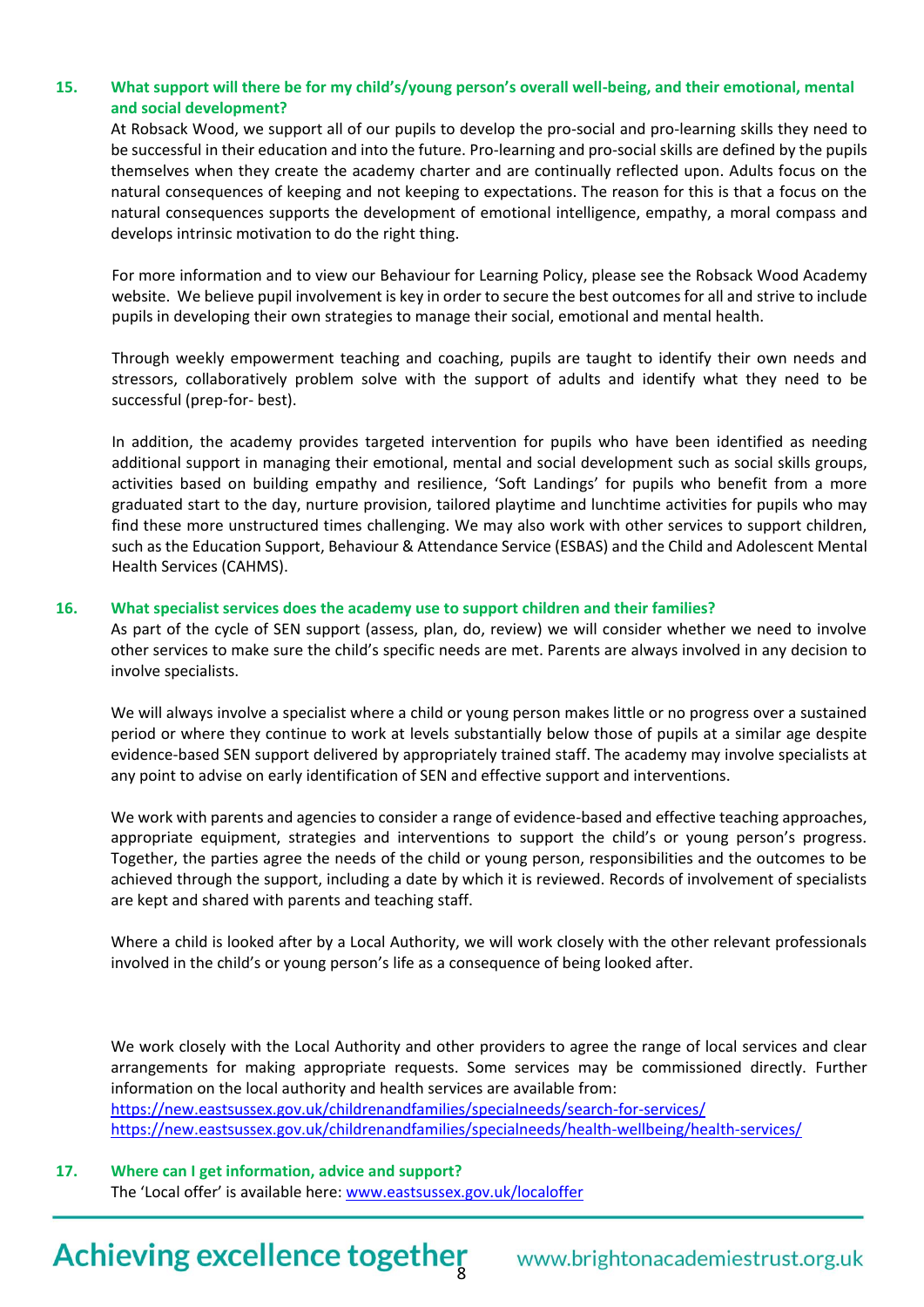**15. What support will there be for my child's/young person's overall well-being, and their emotional, mental and social development?**

At Robsack Wood, we support all of our pupils to develop the pro-social and pro-learning skills they need to be successful in their education and into the future. Pro-learning and pro-social skills are defined by the pupils themselves when they create the academy charter and are continually reflected upon. Adults focus on the natural consequences of keeping and not keeping to expectations. The reason for this is that a focus on the natural consequences supports the development of emotional intelligence, empathy, a moral compass and develops intrinsic motivation to do the right thing.

For more information and to view our Behaviour for Learning Policy, please see the Robsack Wood Academy website. We believe pupil involvement is key in order to secure the best outcomes for all and strive to include pupils in developing their own strategies to manage their social, emotional and mental health.

Through weekly empowerment teaching and coaching, pupils are taught to identify their own needs and stressors, collaboratively problem solve with the support of adults and identify what they need to be successful (prep-for- best).

In addition, the academy provides targeted intervention for pupils who have been identified as needing additional support in managing their emotional, mental and social development such as social skills groups, activities based on building empathy and resilience, 'Soft Landings' for pupils who benefit from a more graduated start to the day, nurture provision, tailored playtime and lunchtime activities for pupils who may find these more unstructured times challenging. We may also work with other services to support children, such as the Education Support, Behaviour & Attendance Service (ESBAS) and the Child and Adolescent Mental Health Services (CAHMS).

**16. What specialist services does the academy use to support children and their families?**

As part of the cycle of SEN support (assess, plan, do, review) we will consider whether we need to involve other services to make sure the child's specific needs are met. Parents are always involved in any decision to involve specialists.

We will always involve a specialist where a child or young person makes little or no progress over a sustained period or where they continue to work at levels substantially below those of pupils at a similar age despite evidence-based SEN support delivered by appropriately trained staff. The academy may involve specialists at any point to advise on early identification of SEN and effective support and interventions.

We work with parents and agencies to consider a range of evidence-based and effective teaching approaches, appropriate equipment, strategies and interventions to support the child's or young person's progress. Together, the parties agree the needs of the child or young person, responsibilities and the outcomes to be achieved through the support, including a date by which it is reviewed. Records of involvement of specialists are kept and shared with parents and teaching staff.

Where a child is looked after by a Local Authority, we will work closely with the other relevant professionals involved in the child's or young person's life as a consequence of being looked after.

We work closely with the Local Authority and other providers to agree the range of local services and clear arrangements for making appropriate requests. Some services may be commissioned directly. Further information on the local authority and health services are available from:
https://new.eastsussex.gov.uk/childrenandfamilies/specialneeds/search-for-services/
https://new.eastsussex.gov.uk/childrenandfamilies/specialneeds/health-wellbeing/health-services/

**17. Where can I get information, advice and support?**

The 'Local offer' is available here: www.eastsussex.gov.uk/localoffer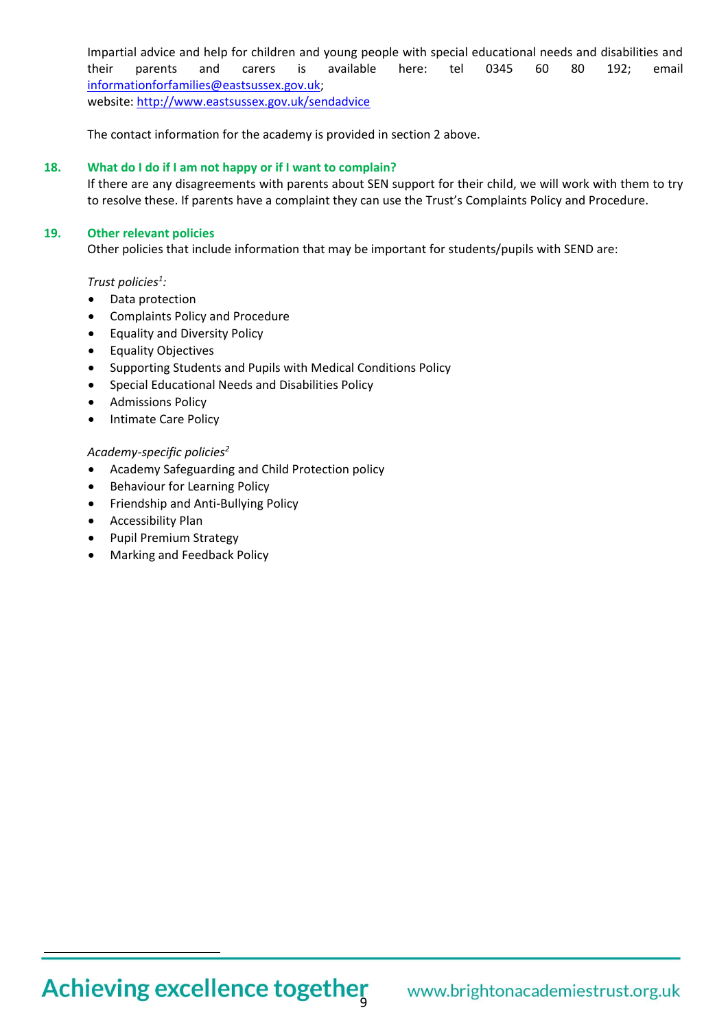Impartial advice and help for children and young people with special educational needs and disabilities and their parents and carers is available here: tel 0345 60 80 192; email informationforfamilies@eastsussex.gov.uk;
website: http://www.eastsussex.gov.uk/sendadvice

The contact information for the academy is provided in section 2 above.

## 18. What do I do if I am not happy or if I want to complain?

If there are any disagreements with parents about SEN support for their child, we will work with them to try to resolve these. If parents have a complaint they can use the Trust's Complaints Policy and Procedure.

## 19. Other relevant policies

Other policies that include information that may be important for students/pupils with SEND are:

*Trust policies*[1]*:*

- Data protection
- Complaints Policy and Procedure
- Equality and Diversity Policy
- Equality Objectives
- Supporting Students and Pupils with Medical Conditions Policy
- Special Educational Needs and Disabilities Policy
- Admissions Policy
- Intimate Care Policy

*Academy-specific policies*[2]

- Academy Safeguarding and Child Protection policy
- Behaviour for Learning Policy
- Friendship and Anti-Bullying Policy
- Accessibility Plan
- Pupil Premium Strategy
- Marking and Feedback Policy